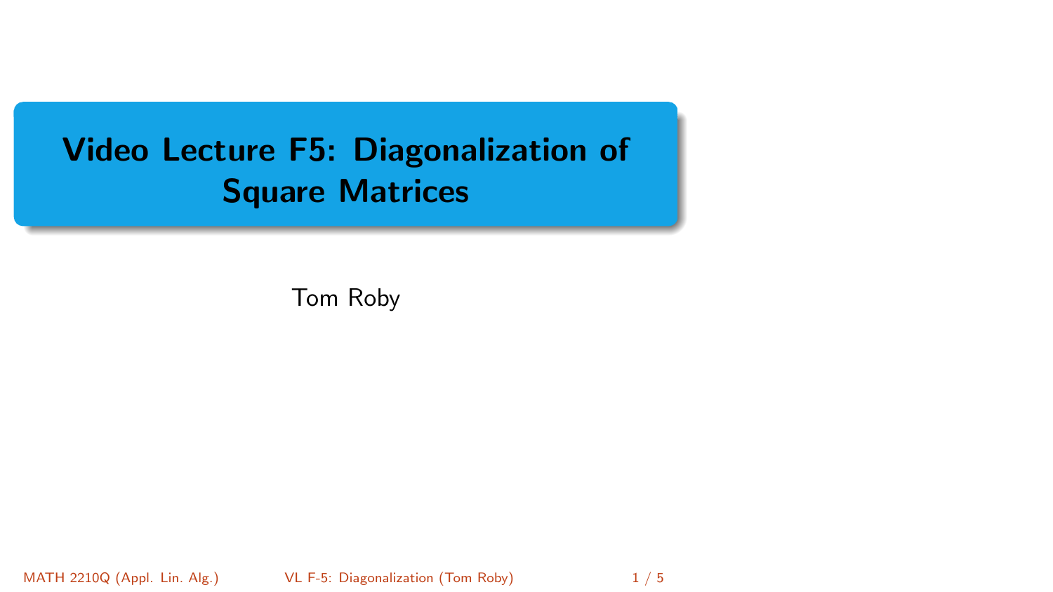# Video Lecture F5: Diagonalization of Square Matrices

Tom Roby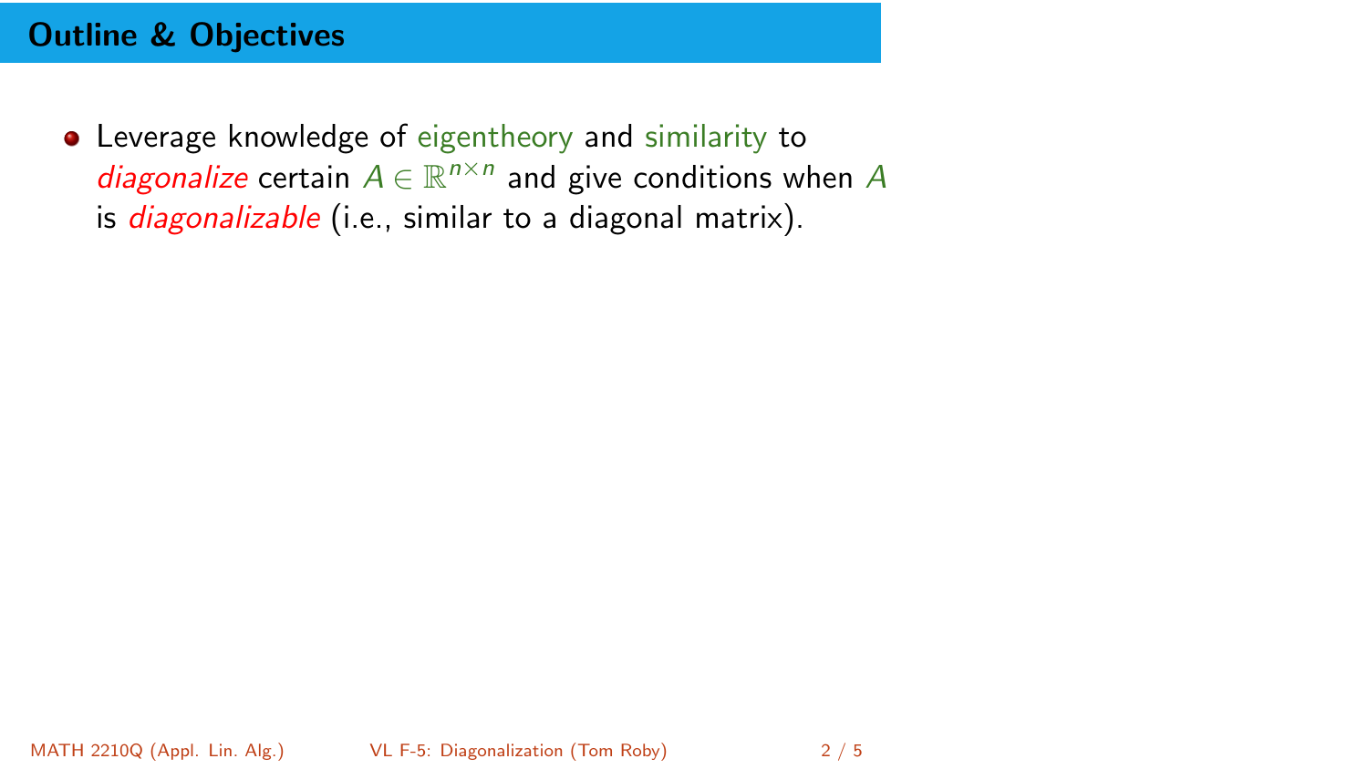## Outline & Objectives

- Leverage knowledge of eigentheory and similarity to *diagonalize* certain $A \in \mathbb{R}^{n\times n}$ and give conditions when $A$ is *diagonalizable* (i.e., similar to a diagonal matrix).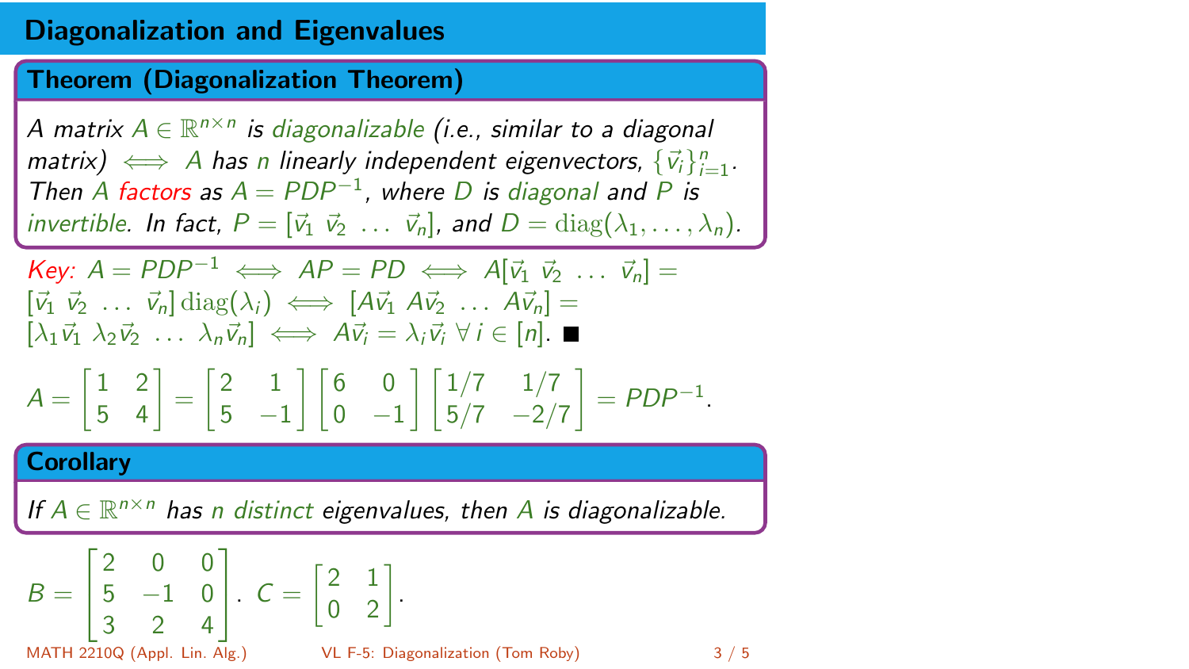# Diagonalization and Eigenvalues

### Theorem (Diagonalization Theorem)

*A matrix $A \in \mathbb{R}^{n\times n}$ is diagonalizable (i.e., similar to a diagonal matrix) $\iff$ $A$ has $n$ linearly independent eigenvectors, $\{\vec{v}_i\}_{i=1}^n$. Then $A$ factors as $A = PDP^{-1}$, where $D$ is diagonal and $P$ is invertible. In fact, $P = [\vec{v}_1 \ \vec{v}_2 \ \ldots \ \vec{v}_n]$, and $D = \mathrm{diag}(\lambda_1, \ldots, \lambda_n)$.*

*Key:* $A = PDP^{-1} \iff AP = PD \iff A[\vec{v}_1 \ \vec{v}_2 \ \ldots \ \vec{v}_n] = [\vec{v}_1 \ \vec{v}_2 \ \ldots \ \vec{v}_n]\,\mathrm{diag}(\lambda_i) \iff [A\vec{v}_1 \ A\vec{v}_2 \ \ldots \ A\vec{v}_n] = [\lambda_1\vec{v}_1 \ \lambda_2\vec{v}_2 \ \ldots \ \lambda_n\vec{v}_n] \iff A\vec{v}_i = \lambda_i\vec{v}_i \ \forall\, i \in [n]$. ■

$$A = \begin{bmatrix} 1 & 2 \\ 5 & 4 \end{bmatrix} = \begin{bmatrix} 2 & 1 \\ 5 & -1 \end{bmatrix} \begin{bmatrix} 6 & 0 \\ 0 & -1 \end{bmatrix} \begin{bmatrix} 1/7 & 1/7 \\ 5/7 & -2/7 \end{bmatrix} = PDP^{-1}.$$

### Corollary

*If $A \in \mathbb{R}^{n\times n}$ has $n$ distinct eigenvalues, then $A$ is diagonalizable.*

$$B = \begin{bmatrix} 2 & 0 & 0 \\ 5 & -1 & 0 \\ 3 & 2 & 4 \end{bmatrix}. \quad C = \begin{bmatrix} 2 & 1 \\ 0 & 2 \end{bmatrix}.$$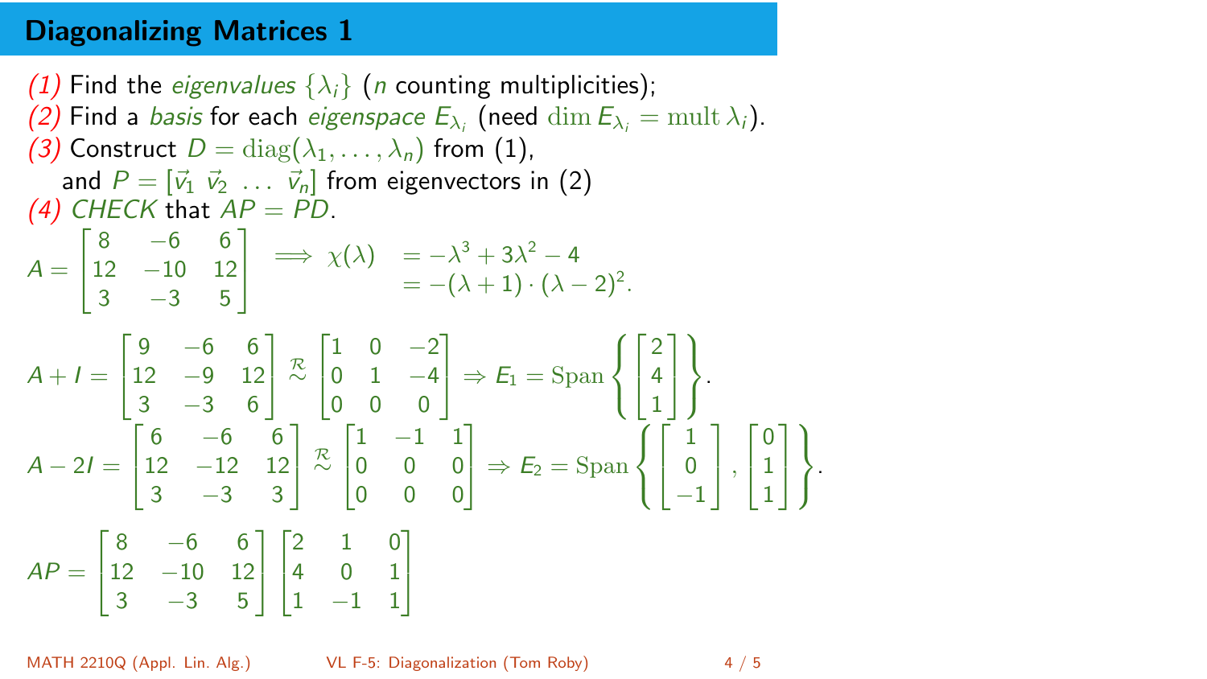## Diagonalizing Matrices 1

*(1)* Find the *eigenvalues* $\{\lambda_i\}$ ($n$ counting multiplicities);

*(2)* Find a *basis* for each *eigenspace* $E_{\lambda_i}$ (need $\dim E_{\lambda_i} = \operatorname{mult} \lambda_i$).

*(3)* Construct $D = \operatorname{diag}(\lambda_1, \ldots, \lambda_n)$ from (1),
and $P = [\vec{v}_1 \; \vec{v}_2 \; \ldots \; \vec{v}_n]$ from eigenvectors in (2)

*(4)* *CHECK* that $AP = PD$.

$$A = \begin{bmatrix} 8 & -6 & 6 \\ 12 & -10 & 12 \\ 3 & -3 & 5 \end{bmatrix} \implies \chi(\lambda) \begin{array}{l} = -\lambda^3 + 3\lambda^2 - 4 \\ = -(\lambda+1)\cdot(\lambda-2)^2. \end{array}$$

$$A + I = \begin{bmatrix} 9 & -6 & 6 \\ 12 & -9 & 12 \\ 3 & -3 & 6 \end{bmatrix} \overset{\mathcal{R}}{\sim} \begin{bmatrix} 1 & 0 & -2 \\ 0 & 1 & -4 \\ 0 & 0 & 0 \end{bmatrix} \Rightarrow E_1 = \operatorname{Span}\left\{ \begin{bmatrix} 2 \\ 4 \\ 1 \end{bmatrix} \right\}.$$

$$A - 2I = \begin{bmatrix} 6 & -6 & 6 \\ 12 & -12 & 12 \\ 3 & -3 & 3 \end{bmatrix} \overset{\mathcal{R}}{\sim} \begin{bmatrix} 1 & -1 & 1 \\ 0 & 0 & 0 \\ 0 & 0 & 0 \end{bmatrix} \Rightarrow E_2 = \operatorname{Span}\left\{ \begin{bmatrix} 1 \\ 0 \\ -1 \end{bmatrix}, \begin{bmatrix} 0 \\ 1 \\ 1 \end{bmatrix} \right\}.$$

$$AP = \begin{bmatrix} 8 & -6 & 6 \\ 12 & -10 & 12 \\ 3 & -3 & 5 \end{bmatrix} \begin{bmatrix} 2 & 1 & 0 \\ 4 & 0 & 1 \\ 1 & -1 & 1 \end{bmatrix}$$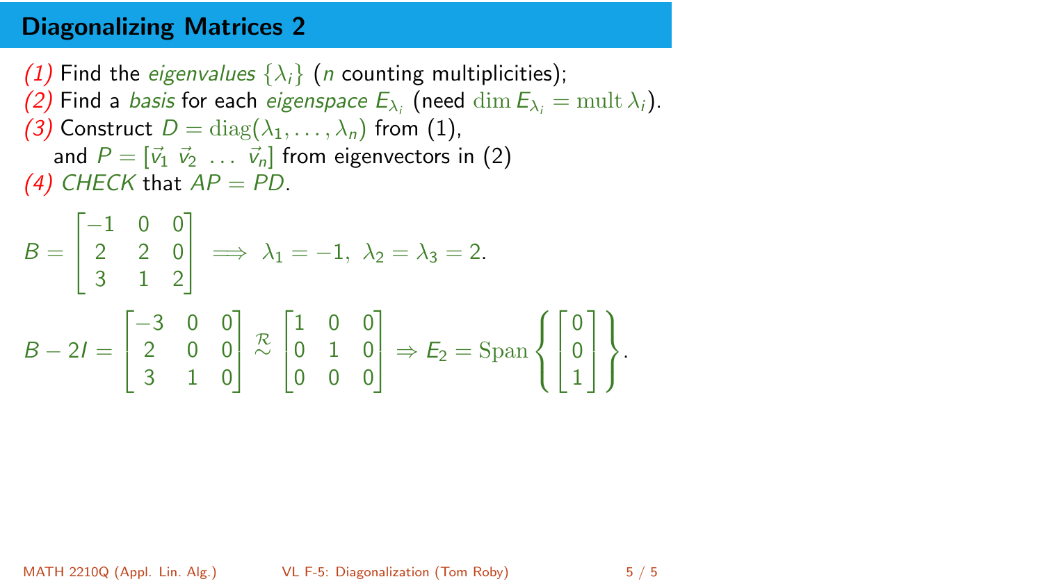# Diagonalizing Matrices 2

*(1)* Find the *eigenvalues* $\{\lambda_i\}$ ($n$ counting multiplicities);
*(2)* Find a *basis* for each *eigenspace* $E_{\lambda_i}$ (need $\dim E_{\lambda_i} = \mathrm{mult}\,\lambda_i$).
*(3)* Construct $D = \mathrm{diag}(\lambda_1, \ldots, \lambda_n)$ from (1),
and $P = [\vec{v}_1 \ \vec{v}_2 \ \ldots \ \vec{v}_n]$ from eigenvectors in (2)
*(4)* *CHECK* that $AP = PD$.

$$B = \begin{bmatrix} -1 & 0 & 0 \\ 2 & 2 & 0 \\ 3 & 1 & 2 \end{bmatrix} \implies \lambda_1 = -1,\ \lambda_2 = \lambda_3 = 2.$$

$$B - 2I = \begin{bmatrix} -3 & 0 & 0 \\ 2 & 0 & 0 \\ 3 & 1 & 0 \end{bmatrix} \overset{\mathcal{R}}{\sim} \begin{bmatrix} 1 & 0 & 0 \\ 0 & 1 & 0 \\ 0 & 0 & 0 \end{bmatrix} \Rightarrow E_2 = \mathrm{Span}\left\{ \begin{bmatrix} 0 \\ 0 \\ 1 \end{bmatrix} \right\}.$$